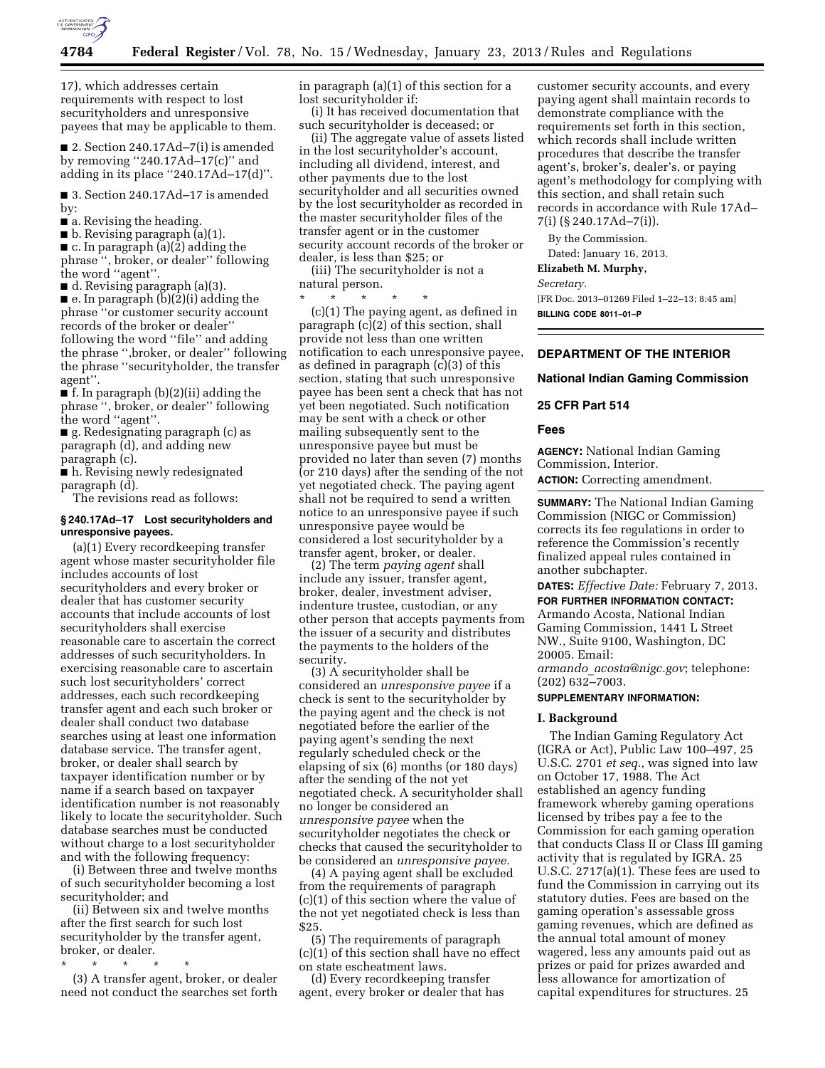17), which addresses certain requirements with respect to lost securityholders and unresponsive payees that may be applicable to them.

■ 2. Section 240.17Ad–7(i) is amended by removing "240.17Ad–17(c)" and adding in its place "240.17Ad–17(d)".

■ 3. Section 240.17Ad–17 is amended by:

■ a. Revising the heading.

■ b. Revising paragraph (a)(1).

■ c. In paragraph (a)(2) adding the phrase ", broker, or dealer" following the word "agent".

■ d. Revising paragraph (a)(3).

■ e. In paragraph (b)(2)(i) adding the phrase "or customer security account records of the broker or dealer" following the word "file" and adding the phrase ",broker, or dealer" following the phrase "securityholder, the transfer agent".

■ f. In paragraph (b)(2)(ii) adding the phrase ", broker, or dealer" following the word "agent".

■ g. Redesignating paragraph (c) as paragraph (d), and adding new paragraph (c).

■ h. Revising newly redesignated paragraph (d).

The revisions read as follows:

### § 240.17Ad–17 Lost securityholders and unresponsive payees.

(a)(1) Every recordkeeping transfer agent whose master securityholder file includes accounts of lost securityholders and every broker or dealer that has customer security accounts that include accounts of lost securityholders shall exercise reasonable care to ascertain the correct addresses of such securityholders. In exercising reasonable care to ascertain such lost securityholders' correct addresses, each such recordkeeping transfer agent and each such broker or dealer shall conduct two database searches using at least one information database service. The transfer agent, broker, or dealer shall search by taxpayer identification number or by name if a search based on taxpayer identification number is not reasonably likely to locate the securityholder. Such database searches must be conducted without charge to a lost securityholder and with the following frequency:

(i) Between three and twelve months of such securityholder becoming a lost securityholder; and

(ii) Between six and twelve months after the first search for such lost securityholder by the transfer agent, broker, or dealer.

\* \* \* \* \*

(3) A transfer agent, broker, or dealer need not conduct the searches set forth in paragraph (a)(1) of this section for a lost securityholder if:

(i) It has received documentation that such securityholder is deceased; or

(ii) The aggregate value of assets listed in the lost securityholder's account, including all dividend, interest, and other payments due to the lost securityholder and all securities owned by the lost securityholder as recorded in the master securityholder files of the transfer agent or in the customer security account records of the broker or dealer, is less than $25; or

(iii) The securityholder is not a natural person.

\* \* \* \* \*

(c)(1) The paying agent, as defined in paragraph (c)(2) of this section, shall provide not less than one written notification to each unresponsive payee, as defined in paragraph (c)(3) of this section, stating that such unresponsive payee has been sent a check that has not yet been negotiated. Such notification may be sent with a check or other mailing subsequently sent to the unresponsive payee but must be provided no later than seven (7) months (or 210 days) after the sending of the not yet negotiated check. The paying agent shall not be required to send a written notice to an unresponsive payee if such unresponsive payee would be considered a lost securityholder by a transfer agent, broker, or dealer.

(2) The term *paying agent* shall include any issuer, transfer agent, broker, dealer, investment adviser, indenture trustee, custodian, or any other person that accepts payments from the issuer of a security and distributes the payments to the holders of the security.

(3) A securityholder shall be considered an *unresponsive payee* if a check is sent to the securityholder by the paying agent and the check is not negotiated before the earlier of the paying agent's sending the next regularly scheduled check or the elapsing of six (6) months (or 180 days) after the sending of the not yet negotiated check. A securityholder shall no longer be considered an *unresponsive payee* when the securityholder negotiates the check or checks that caused the securityholder to be considered an *unresponsive payee.*

(4) A paying agent shall be excluded from the requirements of paragraph (c)(1) of this section where the value of the not yet negotiated check is less than $25.

(5) The requirements of paragraph (c)(1) of this section shall have no effect on state escheatment laws.

(d) Every recordkeeping transfer agent, every broker or dealer that has customer security accounts, and every paying agent shall maintain records to demonstrate compliance with the requirements set forth in this section, which records shall include written procedures that describe the transfer agent's, broker's, dealer's, or paying agent's methodology for complying with this section, and shall retain such records in accordance with Rule 17Ad–7(i) (§ 240.17Ad–7(i)).

By the Commission.

Dated: January 16, 2013.

**Elizabeth M. Murphy,**

*Secretary.*

[FR Doc. 2013–01269 Filed 1–22–13; 8:45 am]

**BILLING CODE 8011–01–P**

---

## DEPARTMENT OF THE INTERIOR

## National Indian Gaming Commission

## 25 CFR Part 514

## Fees

**AGENCY:** National Indian Gaming Commission, Interior.

**ACTION:** Correcting amendment.

**SUMMARY:** The National Indian Gaming Commission (NIGC or Commission) corrects its fee regulations in order to reference the Commission's recently finalized appeal rules contained in another subchapter.

**DATES:** *Effective Date:* February 7, 2013.

**FOR FURTHER INFORMATION CONTACT:** Armando Acosta, National Indian Gaming Commission, 1441 L Street NW., Suite 9100, Washington, DC 20005. Email: *armando_acosta@nigc.gov*; telephone: (202) 632–7003.

**SUPPLEMENTARY INFORMATION:**

### I. Background

The Indian Gaming Regulatory Act (IGRA or Act), Public Law 100–497, 25 U.S.C. 2701 *et seq.,* was signed into law on October 17, 1988. The Act established an agency funding framework whereby gaming operations licensed by tribes pay a fee to the Commission for each gaming operation that conducts Class II or Class III gaming activity that is regulated by IGRA. 25 U.S.C. 2717(a)(1). These fees are used to fund the Commission in carrying out its statutory duties. Fees are based on the gaming operation's assessable gross gaming revenues, which are defined as the annual total amount of money wagered, less any amounts paid out as prizes or paid for prizes awarded and less allowance for amortization of capital expenditures for structures. 25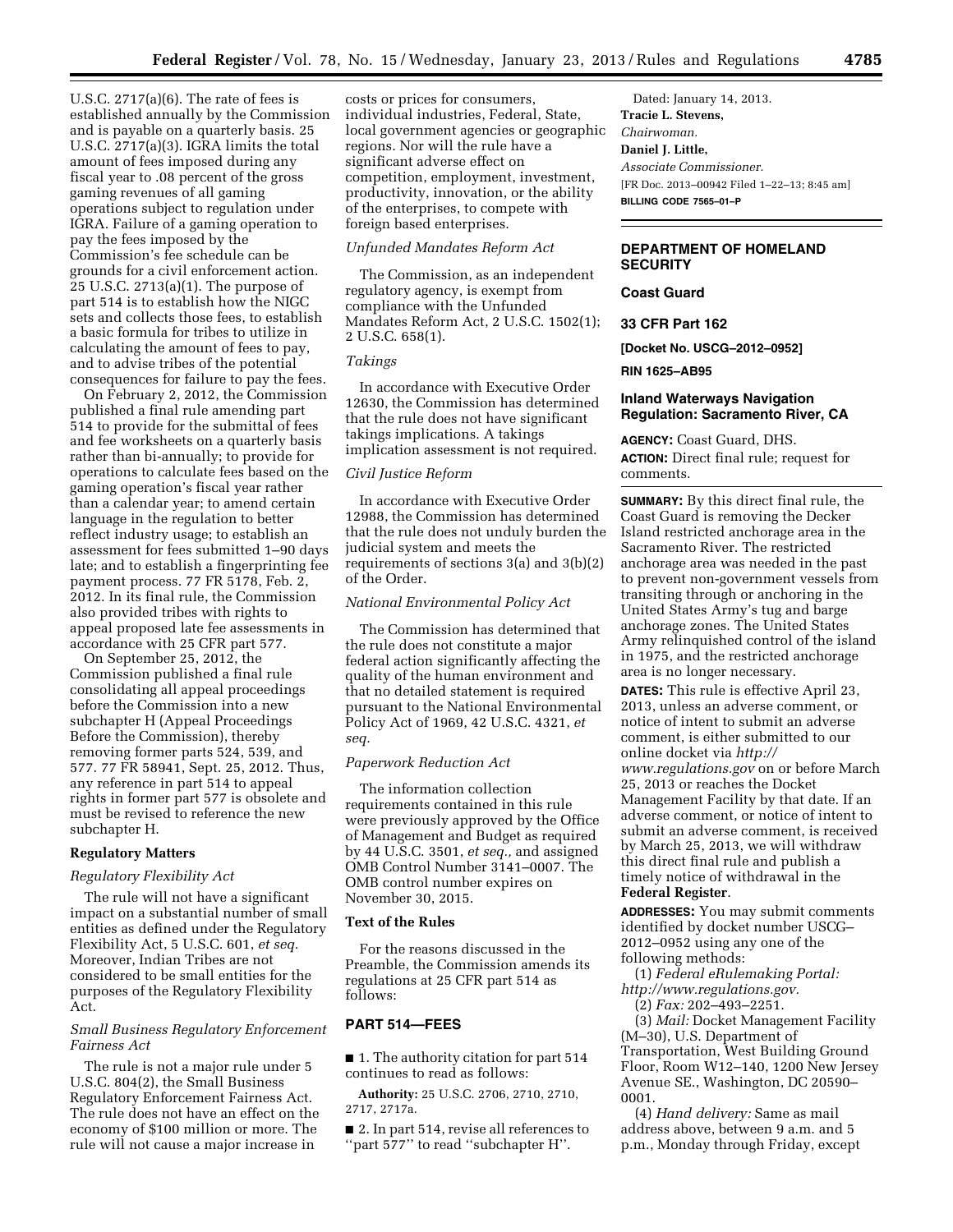U.S.C. 2717(a)(6). The rate of fees is established annually by the Commission and is payable on a quarterly basis. 25 U.S.C. 2717(a)(3). IGRA limits the total amount of fees imposed during any fiscal year to .08 percent of the gross gaming revenues of all gaming operations subject to regulation under IGRA. Failure of a gaming operation to pay the fees imposed by the Commission's fee schedule can be grounds for a civil enforcement action. 25 U.S.C. 2713(a)(1). The purpose of part 514 is to establish how the NIGC sets and collects those fees, to establish a basic formula for tribes to utilize in calculating the amount of fees to pay, and to advise tribes of the potential consequences for failure to pay the fees.

On February 2, 2012, the Commission published a final rule amending part 514 to provide for the submittal of fees and fee worksheets on a quarterly basis rather than bi-annually; to provide for operations to calculate fees based on the gaming operation's fiscal year rather than a calendar year; to amend certain language in the regulation to better reflect industry usage; to establish an assessment for fees submitted 1–90 days late; and to establish a fingerprinting fee payment process. 77 FR 5178, Feb. 2, 2012. In its final rule, the Commission also provided tribes with rights to appeal proposed late fee assessments in accordance with 25 CFR part 577.

On September 25, 2012, the Commission published a final rule consolidating all appeal proceedings before the Commission into a new subchapter H (Appeal Proceedings Before the Commission), thereby removing former parts 524, 539, and 577. 77 FR 58941, Sept. 25, 2012. Thus, any reference in part 514 to appeal rights in former part 577 is obsolete and must be revised to reference the new subchapter H.

## Regulatory Matters

*Regulatory Flexibility Act*

The rule will not have a significant impact on a substantial number of small entities as defined under the Regulatory Flexibility Act, 5 U.S.C. 601, *et seq.* Moreover, Indian Tribes are not considered to be small entities for the purposes of the Regulatory Flexibility Act.

*Small Business Regulatory Enforcement Fairness Act*

The rule is not a major rule under 5 U.S.C. 804(2), the Small Business Regulatory Enforcement Fairness Act. The rule does not have an effect on the economy of $100 million or more. The rule will not cause a major increase in costs or prices for consumers, individual industries, Federal, State, local government agencies or geographic regions. Nor will the rule have a significant adverse effect on competition, employment, investment, productivity, innovation, or the ability of the enterprises, to compete with foreign based enterprises.

*Unfunded Mandates Reform Act*

The Commission, as an independent regulatory agency, is exempt from compliance with the Unfunded Mandates Reform Act, 2 U.S.C. 1502(1); 2 U.S.C. 658(1).

*Takings*

In accordance with Executive Order 12630, the Commission has determined that the rule does not have significant takings implications. A takings implication assessment is not required.

*Civil Justice Reform*

In accordance with Executive Order 12988, the Commission has determined that the rule does not unduly burden the judicial system and meets the requirements of sections 3(a) and 3(b)(2) of the Order.

*National Environmental Policy Act*

The Commission has determined that the rule does not constitute a major federal action significantly affecting the quality of the human environment and that no detailed statement is required pursuant to the National Environmental Policy Act of 1969, 42 U.S.C. 4321, *et seq.*

*Paperwork Reduction Act*

The information collection requirements contained in this rule were previously approved by the Office of Management and Budget as required by 44 U.S.C. 3501, *et seq.,* and assigned OMB Control Number 3141–0007. The OMB control number expires on November 30, 2015.

## Text of the Rules

For the reasons discussed in the Preamble, the Commission amends its regulations at 25 CFR part 514 as follows:

## PART 514—FEES

■ 1. The authority citation for part 514 continues to read as follows:

**Authority:** 25 U.S.C. 2706, 2710, 2710, 2717, 2717a.

■ 2. In part 514, revise all references to ''part 577'' to read ''subchapter H''.

Dated: January 14, 2013.

**Tracie L. Stevens,**

*Chairwoman.*

**Daniel J. Little,**

*Associate Commissioner.*

[FR Doc. 2013–00942 Filed 1–22–13; 8:45 am]

**BILLING CODE 7565–01–P**

---

# DEPARTMENT OF HOMELAND SECURITY

## Coast Guard

## 33 CFR Part 162

**[Docket No. USCG–2012–0952]**

**RIN 1625–AB95**

## Inland Waterways Navigation Regulation: Sacramento River, CA

**AGENCY:** Coast Guard, DHS.

**ACTION:** Direct final rule; request for comments.

**SUMMARY:** By this direct final rule, the Coast Guard is removing the Decker Island restricted anchorage area in the Sacramento River. The restricted anchorage area was needed in the past to prevent non-government vessels from transiting through or anchoring in the United States Army's tug and barge anchorage zones. The United States Army relinquished control of the island in 1975, and the restricted anchorage area is no longer necessary.

**DATES:** This rule is effective April 23, 2013, unless an adverse comment, or notice of intent to submit an adverse comment, is either submitted to our online docket via *http://www.regulations.gov* on or before March 25, 2013 or reaches the Docket Management Facility by that date. If an adverse comment, or notice of intent to submit an adverse comment, is received by March 25, 2013, we will withdraw this direct final rule and publish a timely notice of withdrawal in the **Federal Register**.

**ADDRESSES:** You may submit comments identified by docket number USCG–2012–0952 using any one of the following methods:

(1) *Federal eRulemaking Portal: http://www.regulations.gov.*

(2) *Fax:* 202–493–2251.

(3) *Mail:* Docket Management Facility (M–30), U.S. Department of Transportation, West Building Ground Floor, Room W12–140, 1200 New Jersey Avenue SE., Washington, DC 20590–0001.

(4) *Hand delivery:* Same as mail address above, between 9 a.m. and 5 p.m., Monday through Friday, except